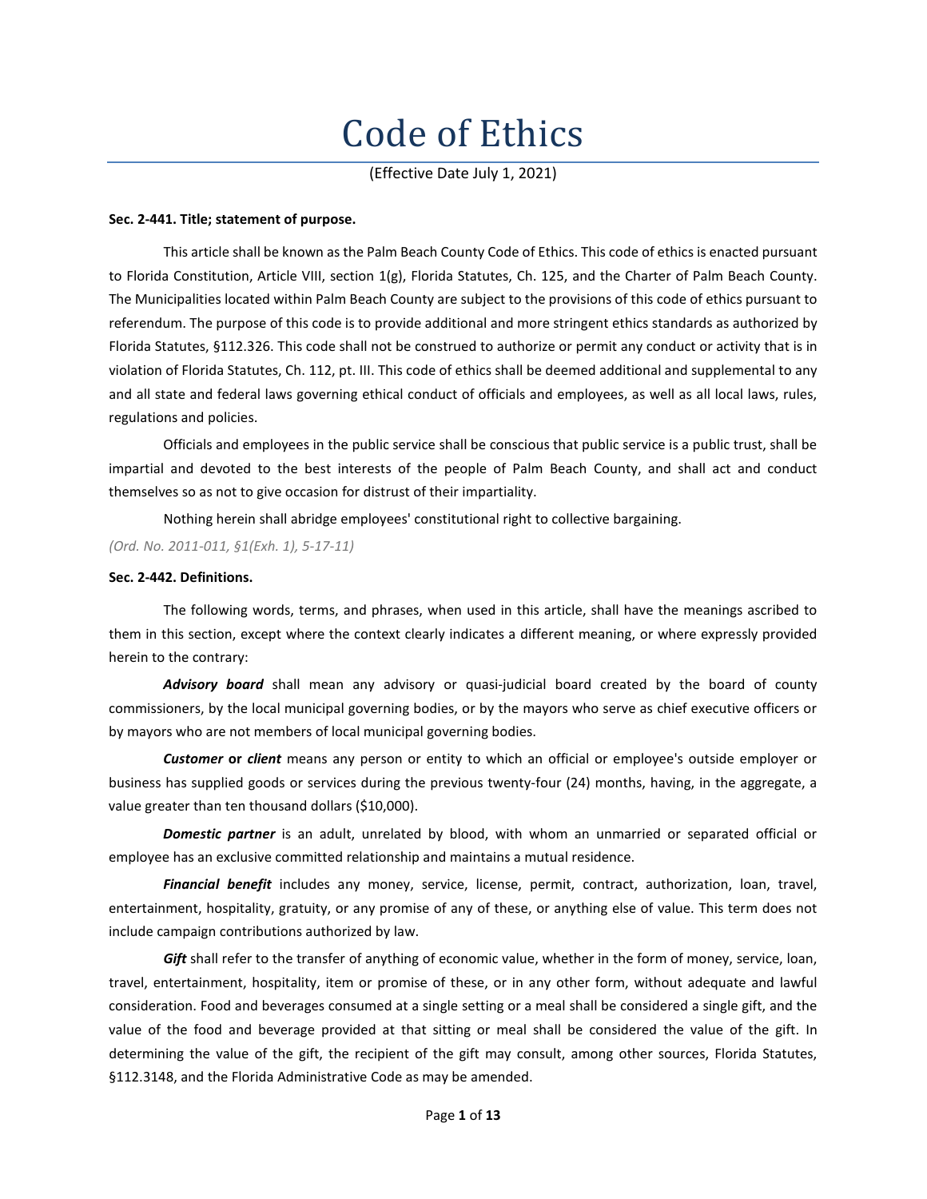# Code of Ethics

(Effective Date July 1, 2021)

**Sec. 2-441. Title; statement of purpose.**

This article shall be known as the Palm Beach County Code of Ethics. This code of ethics is enacted pursuant to Florida Constitution, Article VIII, section 1(g), Florida Statutes, Ch. 125, and the Charter of Palm Beach County. The Municipalities located within Palm Beach County are subject to the provisions of this code of ethics pursuant to referendum. The purpose of this code is to provide additional and more stringent ethics standards as authorized by Florida Statutes, §112.326. This code shall not be construed to authorize or permit any conduct or activity that is in violation of Florida Statutes, Ch. 112, pt. III. This code of ethics shall be deemed additional and supplemental to any and all state and federal laws governing ethical conduct of officials and employees, as well as all local laws, rules, regulations and policies.

Officials and employees in the public service shall be conscious that public service is a public trust, shall be impartial and devoted to the best interests of the people of Palm Beach County, and shall act and conduct themselves so as not to give occasion for distrust of their impartiality.

Nothing herein shall abridge employees' constitutional right to collective bargaining.

*(Ord. No. 2011-011, §1(Exh. 1), 5-17-11)*

**Sec. 2-442. Definitions.**

The following words, terms, and phrases, when used in this article, shall have the meanings ascribed to them in this section, except where the context clearly indicates a different meaning, or where expressly provided herein to the contrary:

***Advisory board*** shall mean any advisory or quasi-judicial board created by the board of county commissioners, by the local municipal governing bodies, or by the mayors who serve as chief executive officers or by mayors who are not members of local municipal governing bodies.

***Customer* or *client*** means any person or entity to which an official or employee's outside employer or business has supplied goods or services during the previous twenty-four (24) months, having, in the aggregate, a value greater than ten thousand dollars ($10,000).

***Domestic partner*** is an adult, unrelated by blood, with whom an unmarried or separated official or employee has an exclusive committed relationship and maintains a mutual residence.

***Financial benefit*** includes any money, service, license, permit, contract, authorization, loan, travel, entertainment, hospitality, gratuity, or any promise of any of these, or anything else of value. This term does not include campaign contributions authorized by law.

***Gift*** shall refer to the transfer of anything of economic value, whether in the form of money, service, loan, travel, entertainment, hospitality, item or promise of these, or in any other form, without adequate and lawful consideration. Food and beverages consumed at a single setting or a meal shall be considered a single gift, and the value of the food and beverage provided at that sitting or meal shall be considered the value of the gift. In determining the value of the gift, the recipient of the gift may consult, among other sources, Florida Statutes, §112.3148, and the Florida Administrative Code as may be amended.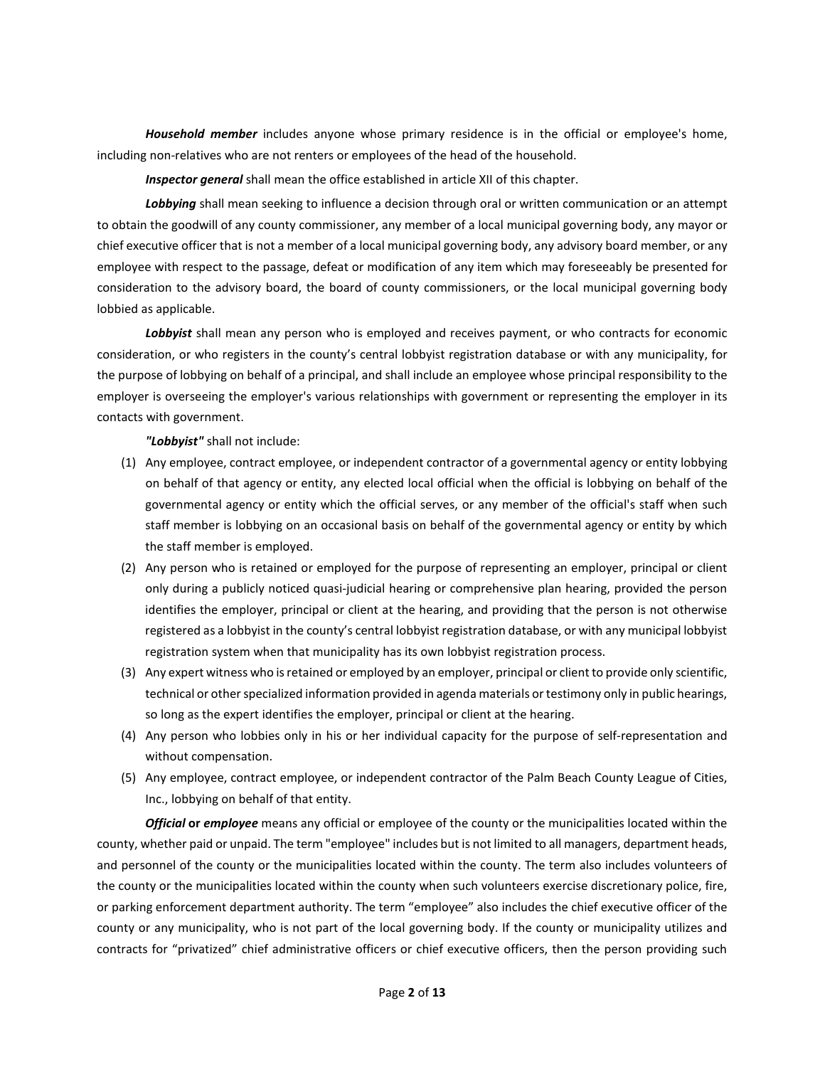***Household member*** includes anyone whose primary residence is in the official or employee's home, including non-relatives who are not renters or employees of the head of the household.

***Inspector general*** shall mean the office established in article XII of this chapter.

***Lobbying*** shall mean seeking to influence a decision through oral or written communication or an attempt to obtain the goodwill of any county commissioner, any member of a local municipal governing body, any mayor or chief executive officer that is not a member of a local municipal governing body, any advisory board member, or any employee with respect to the passage, defeat or modification of any item which may foreseeably be presented for consideration to the advisory board, the board of county commissioners, or the local municipal governing body lobbied as applicable.

***Lobbyist*** shall mean any person who is employed and receives payment, or who contracts for economic consideration, or who registers in the county's central lobbyist registration database or with any municipality, for the purpose of lobbying on behalf of a principal, and shall include an employee whose principal responsibility to the employer is overseeing the employer's various relationships with government or representing the employer in its contacts with government.

***"Lobbyist"*** shall not include:

(1) Any employee, contract employee, or independent contractor of a governmental agency or entity lobbying on behalf of that agency or entity, any elected local official when the official is lobbying on behalf of the governmental agency or entity which the official serves, or any member of the official's staff when such staff member is lobbying on an occasional basis on behalf of the governmental agency or entity by which the staff member is employed.

(2) Any person who is retained or employed for the purpose of representing an employer, principal or client only during a publicly noticed quasi-judicial hearing or comprehensive plan hearing, provided the person identifies the employer, principal or client at the hearing, and providing that the person is not otherwise registered as a lobbyist in the county's central lobbyist registration database, or with any municipal lobbyist registration system when that municipality has its own lobbyist registration process.

(3) Any expert witness who is retained or employed by an employer, principal or client to provide only scientific, technical or other specialized information provided in agenda materials or testimony only in public hearings, so long as the expert identifies the employer, principal or client at the hearing.

(4) Any person who lobbies only in his or her individual capacity for the purpose of self-representation and without compensation.

(5) Any employee, contract employee, or independent contractor of the Palm Beach County League of Cities, Inc., lobbying on behalf of that entity.

***Official* or *employee*** means any official or employee of the county or the municipalities located within the county, whether paid or unpaid. The term "employee" includes but is not limited to all managers, department heads, and personnel of the county or the municipalities located within the county. The term also includes volunteers of the county or the municipalities located within the county when such volunteers exercise discretionary police, fire, or parking enforcement department authority. The term "employee" also includes the chief executive officer of the county or any municipality, who is not part of the local governing body. If the county or municipality utilizes and contracts for "privatized" chief administrative officers or chief executive officers, then the person providing such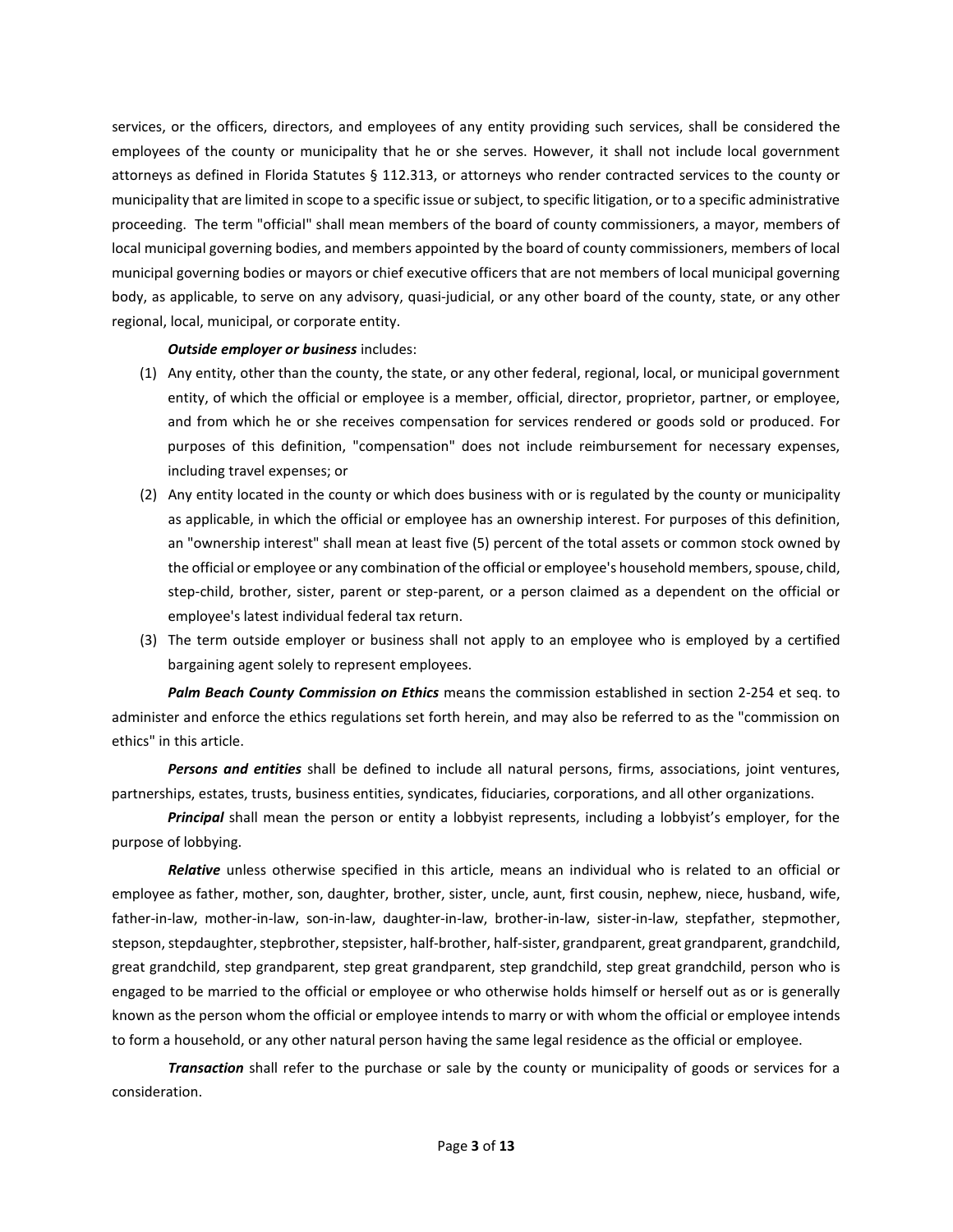services, or the officers, directors, and employees of any entity providing such services, shall be considered the employees of the county or municipality that he or she serves. However, it shall not include local government attorneys as defined in Florida Statutes § 112.313, or attorneys who render contracted services to the county or municipality that are limited in scope to a specific issue or subject, to specific litigation, or to a specific administrative proceeding. The term "official" shall mean members of the board of county commissioners, a mayor, members of local municipal governing bodies, and members appointed by the board of county commissioners, members of local municipal governing bodies or mayors or chief executive officers that are not members of local municipal governing body, as applicable, to serve on any advisory, quasi-judicial, or any other board of the county, state, or any other regional, local, municipal, or corporate entity.

***Outside employer or business*** includes:

(1) Any entity, other than the county, the state, or any other federal, regional, local, or municipal government entity, of which the official or employee is a member, official, director, proprietor, partner, or employee, and from which he or she receives compensation for services rendered or goods sold or produced. For purposes of this definition, "compensation" does not include reimbursement for necessary expenses, including travel expenses; or

(2) Any entity located in the county or which does business with or is regulated by the county or municipality as applicable, in which the official or employee has an ownership interest. For purposes of this definition, an "ownership interest" shall mean at least five (5) percent of the total assets or common stock owned by the official or employee or any combination of the official or employee's household members, spouse, child, step-child, brother, sister, parent or step-parent, or a person claimed as a dependent on the official or employee's latest individual federal tax return.

(3) The term outside employer or business shall not apply to an employee who is employed by a certified bargaining agent solely to represent employees.

***Palm Beach County Commission on Ethics*** means the commission established in section 2-254 et seq. to administer and enforce the ethics regulations set forth herein, and may also be referred to as the "commission on ethics" in this article.

***Persons and entities*** shall be defined to include all natural persons, firms, associations, joint ventures, partnerships, estates, trusts, business entities, syndicates, fiduciaries, corporations, and all other organizations.

***Principal*** shall mean the person or entity a lobbyist represents, including a lobbyist's employer, for the purpose of lobbying.

***Relative*** unless otherwise specified in this article, means an individual who is related to an official or employee as father, mother, son, daughter, brother, sister, uncle, aunt, first cousin, nephew, niece, husband, wife, father-in-law, mother-in-law, son-in-law, daughter-in-law, brother-in-law, sister-in-law, stepfather, stepmother, stepson, stepdaughter, stepbrother, stepsister, half-brother, half-sister, grandparent, great grandparent, grandchild, great grandchild, step grandparent, step great grandparent, step grandchild, step great grandchild, person who is engaged to be married to the official or employee or who otherwise holds himself or herself out as or is generally known as the person whom the official or employee intends to marry or with whom the official or employee intends to form a household, or any other natural person having the same legal residence as the official or employee.

***Transaction*** shall refer to the purchase or sale by the county or municipality of goods or services for a consideration.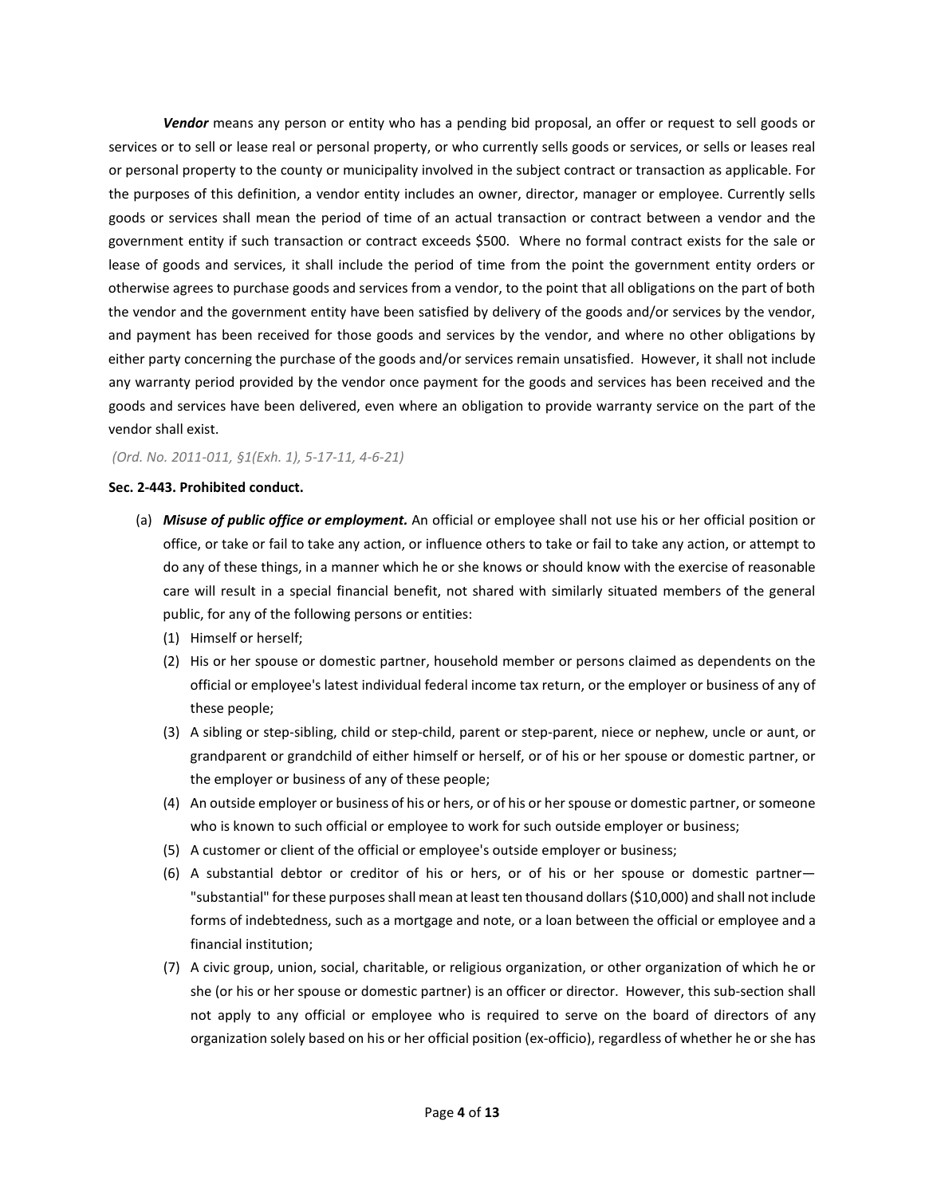***Vendor*** means any person or entity who has a pending bid proposal, an offer or request to sell goods or services or to sell or lease real or personal property, or who currently sells goods or services, or sells or leases real or personal property to the county or municipality involved in the subject contract or transaction as applicable. For the purposes of this definition, a vendor entity includes an owner, director, manager or employee. Currently sells goods or services shall mean the period of time of an actual transaction or contract between a vendor and the government entity if such transaction or contract exceeds $500. Where no formal contract exists for the sale or lease of goods and services, it shall include the period of time from the point the government entity orders or otherwise agrees to purchase goods and services from a vendor, to the point that all obligations on the part of both the vendor and the government entity have been satisfied by delivery of the goods and/or services by the vendor, and payment has been received for those goods and services by the vendor, and where no other obligations by either party concerning the purchase of the goods and/or services remain unsatisfied. However, it shall not include any warranty period provided by the vendor once payment for the goods and services has been received and the goods and services have been delivered, even where an obligation to provide warranty service on the part of the vendor shall exist.

*(Ord. No. 2011-011, §1(Exh. 1), 5-17-11, 4-6-21)*

**Sec. 2-443. Prohibited conduct.**

(a) ***Misuse of public office or employment.*** An official or employee shall not use his or her official position or office, or take or fail to take any action, or influence others to take or fail to take any action, or attempt to do any of these things, in a manner which he or she knows or should know with the exercise of reasonable care will result in a special financial benefit, not shared with similarly situated members of the general public, for any of the following persons or entities:

   (1) Himself or herself;

   (2) His or her spouse or domestic partner, household member or persons claimed as dependents on the official or employee's latest individual federal income tax return, or the employer or business of any of these people;

   (3) A sibling or step-sibling, child or step-child, parent or step-parent, niece or nephew, uncle or aunt, or grandparent or grandchild of either himself or herself, or of his or her spouse or domestic partner, or the employer or business of any of these people;

   (4) An outside employer or business of his or hers, or of his or her spouse or domestic partner, or someone who is known to such official or employee to work for such outside employer or business;

   (5) A customer or client of the official or employee's outside employer or business;

   (6) A substantial debtor or creditor of his or hers, or of his or her spouse or domestic partner— "substantial" for these purposes shall mean at least ten thousand dollars ($10,000) and shall not include forms of indebtedness, such as a mortgage and note, or a loan between the official or employee and a financial institution;

   (7) A civic group, union, social, charitable, or religious organization, or other organization of which he or she (or his or her spouse or domestic partner) is an officer or director. However, this sub-section shall not apply to any official or employee who is required to serve on the board of directors of any organization solely based on his or her official position (ex-officio), regardless of whether he or she has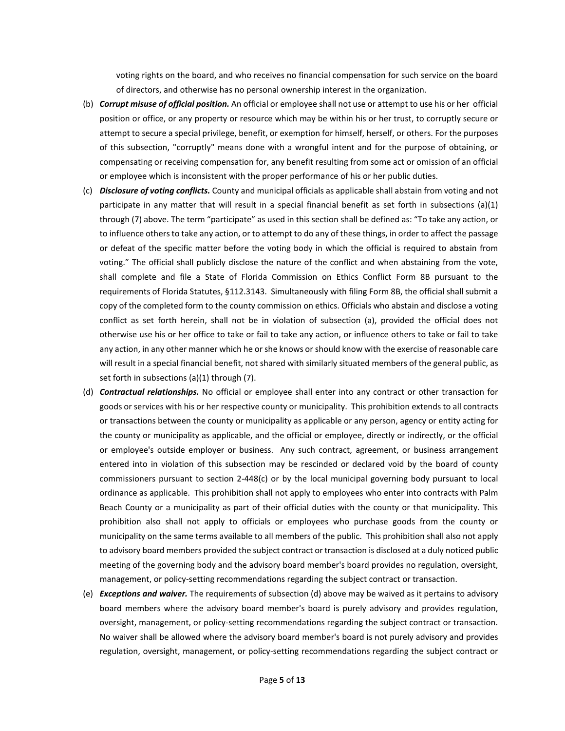voting rights on the board, and who receives no financial compensation for such service on the board of directors, and otherwise has no personal ownership interest in the organization.

(b) ***Corrupt misuse of official position.*** An official or employee shall not use or attempt to use his or her official position or office, or any property or resource which may be within his or her trust, to corruptly secure or attempt to secure a special privilege, benefit, or exemption for himself, herself, or others. For the purposes of this subsection, "corruptly" means done with a wrongful intent and for the purpose of obtaining, or compensating or receiving compensation for, any benefit resulting from some act or omission of an official or employee which is inconsistent with the proper performance of his or her public duties.

(c) ***Disclosure of voting conflicts.*** County and municipal officials as applicable shall abstain from voting and not participate in any matter that will result in a special financial benefit as set forth in subsections (a)(1) through (7) above. The term "participate" as used in this section shall be defined as: "To take any action, or to influence others to take any action, or to attempt to do any of these things, in order to affect the passage or defeat of the specific matter before the voting body in which the official is required to abstain from voting." The official shall publicly disclose the nature of the conflict and when abstaining from the vote, shall complete and file a State of Florida Commission on Ethics Conflict Form 8B pursuant to the requirements of Florida Statutes, §112.3143. Simultaneously with filing Form 8B, the official shall submit a copy of the completed form to the county commission on ethics. Officials who abstain and disclose a voting conflict as set forth herein, shall not be in violation of subsection (a), provided the official does not otherwise use his or her office to take or fail to take any action, or influence others to take or fail to take any action, in any other manner which he or she knows or should know with the exercise of reasonable care will result in a special financial benefit, not shared with similarly situated members of the general public, as set forth in subsections (a)(1) through (7).

(d) ***Contractual relationships.*** No official or employee shall enter into any contract or other transaction for goods or services with his or her respective county or municipality. This prohibition extends to all contracts or transactions between the county or municipality as applicable or any person, agency or entity acting for the county or municipality as applicable, and the official or employee, directly or indirectly, or the official or employee's outside employer or business. Any such contract, agreement, or business arrangement entered into in violation of this subsection may be rescinded or declared void by the board of county commissioners pursuant to section 2-448(c) or by the local municipal governing body pursuant to local ordinance as applicable. This prohibition shall not apply to employees who enter into contracts with Palm Beach County or a municipality as part of their official duties with the county or that municipality. This prohibition also shall not apply to officials or employees who purchase goods from the county or municipality on the same terms available to all members of the public. This prohibition shall also not apply to advisory board members provided the subject contract or transaction is disclosed at a duly noticed public meeting of the governing body and the advisory board member's board provides no regulation, oversight, management, or policy-setting recommendations regarding the subject contract or transaction.

(e) ***Exceptions and waiver.*** The requirements of subsection (d) above may be waived as it pertains to advisory board members where the advisory board member's board is purely advisory and provides regulation, oversight, management, or policy-setting recommendations regarding the subject contract or transaction. No waiver shall be allowed where the advisory board member's board is not purely advisory and provides regulation, oversight, management, or policy-setting recommendations regarding the subject contract or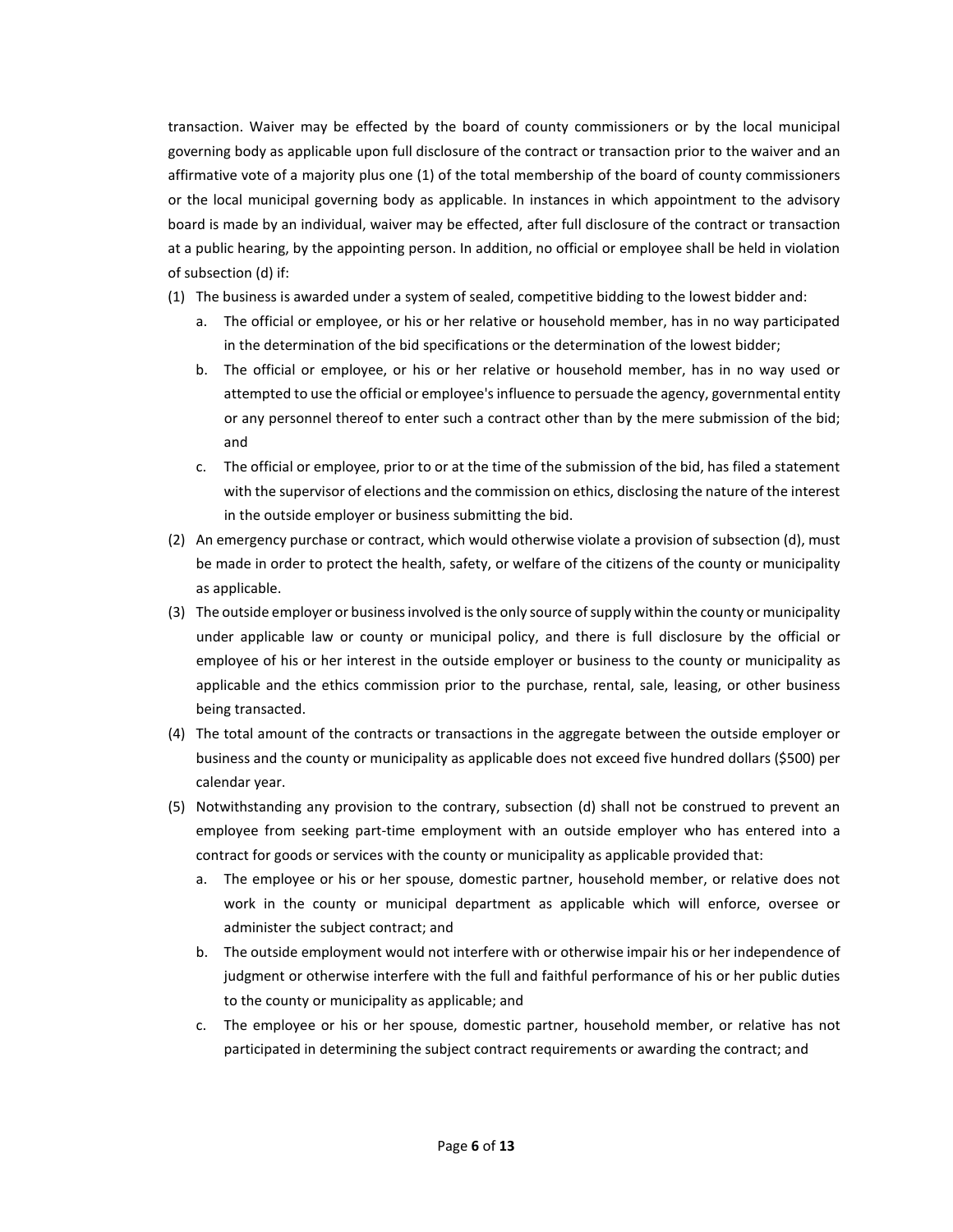transaction. Waiver may be effected by the board of county commissioners or by the local municipal governing body as applicable upon full disclosure of the contract or transaction prior to the waiver and an affirmative vote of a majority plus one (1) of the total membership of the board of county commissioners or the local municipal governing body as applicable. In instances in which appointment to the advisory board is made by an individual, waiver may be effected, after full disclosure of the contract or transaction at a public hearing, by the appointing person. In addition, no official or employee shall be held in violation of subsection (d) if:

(1) The business is awarded under a system of sealed, competitive bidding to the lowest bidder and:
   a. The official or employee, or his or her relative or household member, has in no way participated in the determination of the bid specifications or the determination of the lowest bidder;
   b. The official or employee, or his or her relative or household member, has in no way used or attempted to use the official or employee's influence to persuade the agency, governmental entity or any personnel thereof to enter such a contract other than by the mere submission of the bid; and
   c. The official or employee, prior to or at the time of the submission of the bid, has filed a statement with the supervisor of elections and the commission on ethics, disclosing the nature of the interest in the outside employer or business submitting the bid.

(2) An emergency purchase or contract, which would otherwise violate a provision of subsection (d), must be made in order to protect the health, safety, or welfare of the citizens of the county or municipality as applicable.

(3) The outside employer or business involved is the only source of supply within the county or municipality under applicable law or county or municipal policy, and there is full disclosure by the official or employee of his or her interest in the outside employer or business to the county or municipality as applicable and the ethics commission prior to the purchase, rental, sale, leasing, or other business being transacted.

(4) The total amount of the contracts or transactions in the aggregate between the outside employer or business and the county or municipality as applicable does not exceed five hundred dollars ($500) per calendar year.

(5) Notwithstanding any provision to the contrary, subsection (d) shall not be construed to prevent an employee from seeking part-time employment with an outside employer who has entered into a contract for goods or services with the county or municipality as applicable provided that:
   a. The employee or his or her spouse, domestic partner, household member, or relative does not work in the county or municipal department as applicable which will enforce, oversee or administer the subject contract; and
   b. The outside employment would not interfere with or otherwise impair his or her independence of judgment or otherwise interfere with the full and faithful performance of his or her public duties to the county or municipality as applicable; and
   c. The employee or his or her spouse, domestic partner, household member, or relative has not participated in determining the subject contract requirements or awarding the contract; and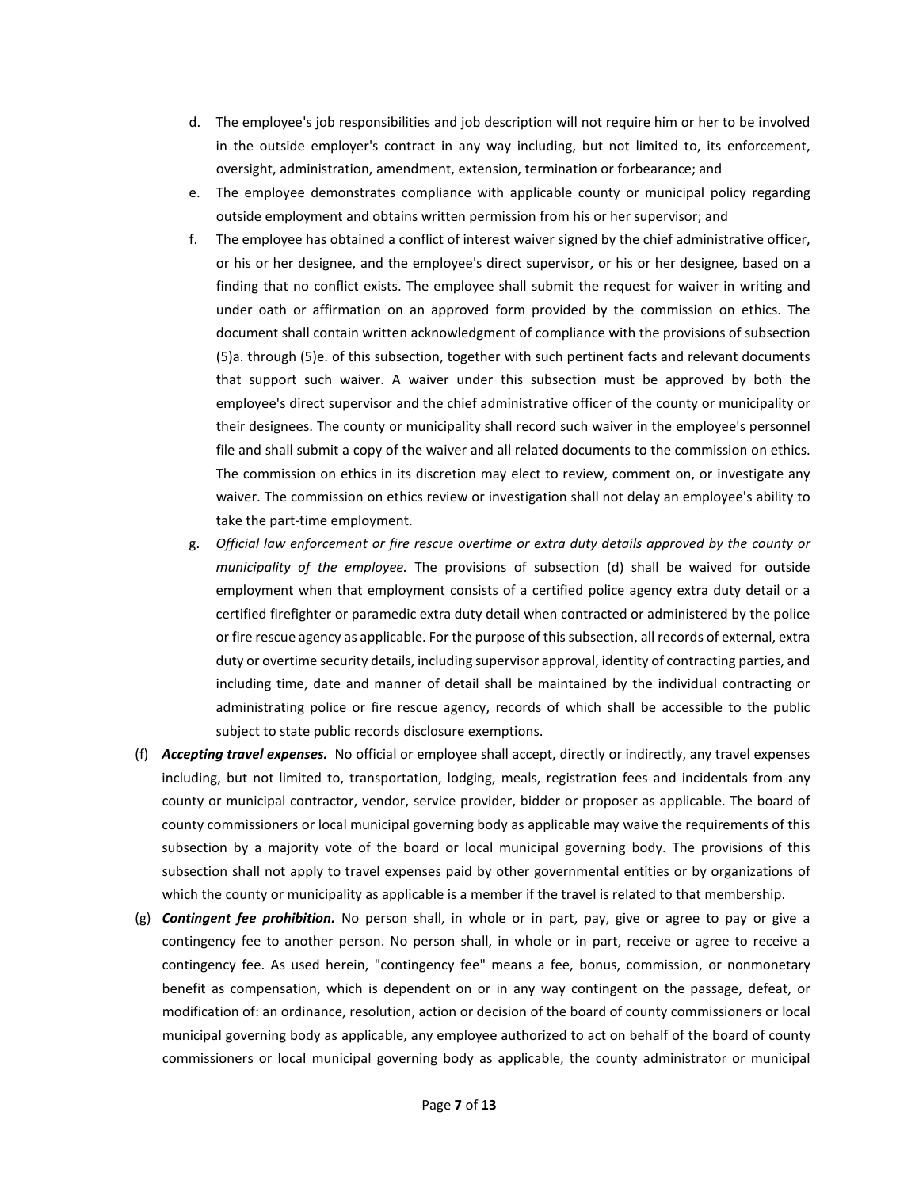d. The employee's job responsibilities and job description will not require him or her to be involved in the outside employer's contract in any way including, but not limited to, its enforcement, oversight, administration, amendment, extension, termination or forbearance; and

e. The employee demonstrates compliance with applicable county or municipal policy regarding outside employment and obtains written permission from his or her supervisor; and

f. The employee has obtained a conflict of interest waiver signed by the chief administrative officer, or his or her designee, and the employee's direct supervisor, or his or her designee, based on a finding that no conflict exists. The employee shall submit the request for waiver in writing and under oath or affirmation on an approved form provided by the commission on ethics. The document shall contain written acknowledgment of compliance with the provisions of subsection (5)a. through (5)e. of this subsection, together with such pertinent facts and relevant documents that support such waiver. A waiver under this subsection must be approved by both the employee's direct supervisor and the chief administrative officer of the county or municipality or their designees. The county or municipality shall record such waiver in the employee's personnel file and shall submit a copy of the waiver and all related documents to the commission on ethics. The commission on ethics in its discretion may elect to review, comment on, or investigate any waiver. The commission on ethics review or investigation shall not delay an employee's ability to take the part-time employment.

g. *Official law enforcement or fire rescue overtime or extra duty details approved by the county or municipality of the employee.* The provisions of subsection (d) shall be waived for outside employment when that employment consists of a certified police agency extra duty detail or a certified firefighter or paramedic extra duty detail when contracted or administered by the police or fire rescue agency as applicable. For the purpose of this subsection, all records of external, extra duty or overtime security details, including supervisor approval, identity of contracting parties, and including time, date and manner of detail shall be maintained by the individual contracting or administrating police or fire rescue agency, records of which shall be accessible to the public subject to state public records disclosure exemptions.

(f) ***Accepting travel expenses.*** No official or employee shall accept, directly or indirectly, any travel expenses including, but not limited to, transportation, lodging, meals, registration fees and incidentals from any county or municipal contractor, vendor, service provider, bidder or proposer as applicable. The board of county commissioners or local municipal governing body as applicable may waive the requirements of this subsection by a majority vote of the board or local municipal governing body. The provisions of this subsection shall not apply to travel expenses paid by other governmental entities or by organizations of which the county or municipality as applicable is a member if the travel is related to that membership.

(g) ***Contingent fee prohibition.*** No person shall, in whole or in part, pay, give or agree to pay or give a contingency fee to another person. No person shall, in whole or in part, receive or agree to receive a contingency fee. As used herein, "contingency fee" means a fee, bonus, commission, or nonmonetary benefit as compensation, which is dependent on or in any way contingent on the passage, defeat, or modification of: an ordinance, resolution, action or decision of the board of county commissioners or local municipal governing body as applicable, any employee authorized to act on behalf of the board of county commissioners or local municipal governing body as applicable, the county administrator or municipal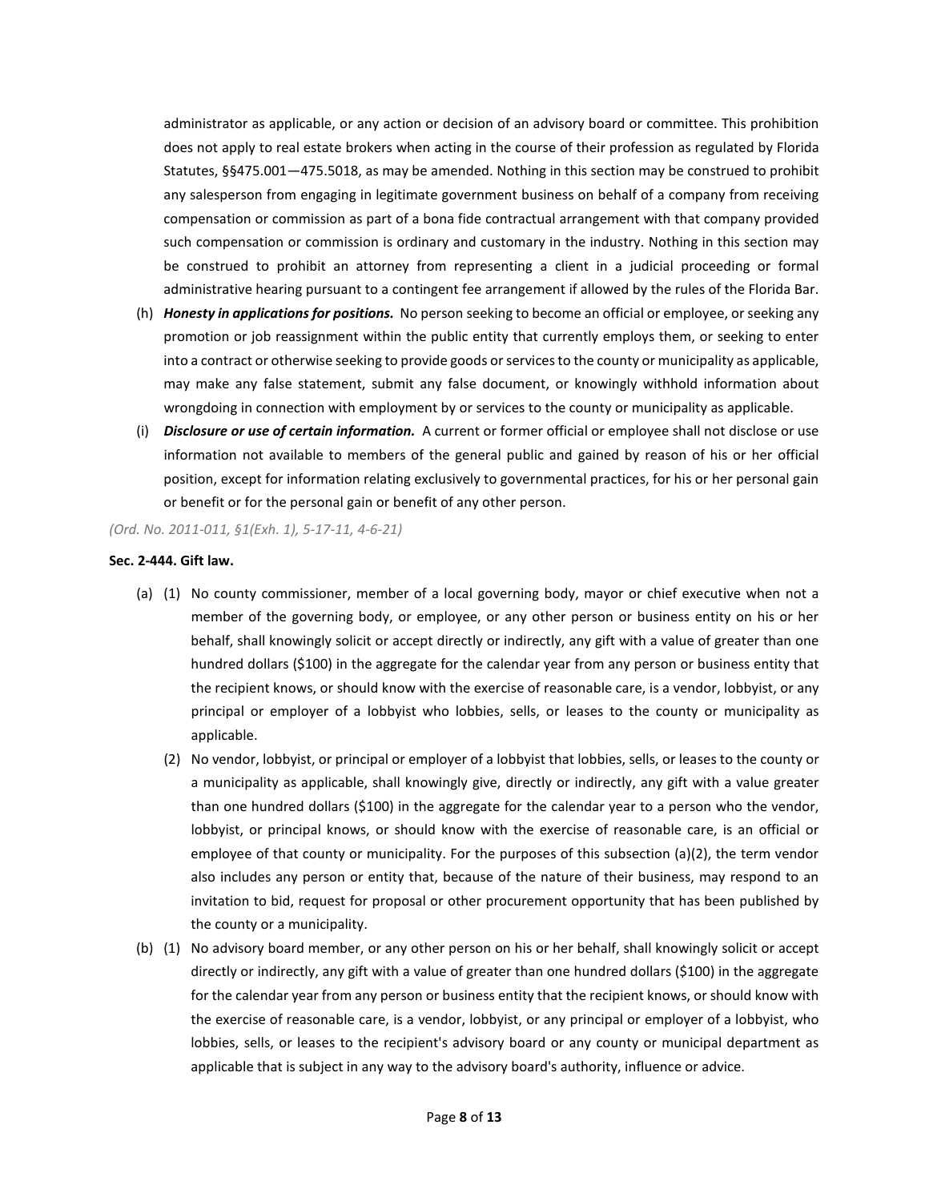administrator as applicable, or any action or decision of an advisory board or committee. This prohibition does not apply to real estate brokers when acting in the course of their profession as regulated by Florida Statutes, §§475.001—475.5018, as may be amended. Nothing in this section may be construed to prohibit any salesperson from engaging in legitimate government business on behalf of a company from receiving compensation or commission as part of a bona fide contractual arrangement with that company provided such compensation or commission is ordinary and customary in the industry. Nothing in this section may be construed to prohibit an attorney from representing a client in a judicial proceeding or formal administrative hearing pursuant to a contingent fee arrangement if allowed by the rules of the Florida Bar.

(h) ***Honesty in applications for positions.*** No person seeking to become an official or employee, or seeking any promotion or job reassignment within the public entity that currently employs them, or seeking to enter into a contract or otherwise seeking to provide goods or services to the county or municipality as applicable, may make any false statement, submit any false document, or knowingly withhold information about wrongdoing in connection with employment by or services to the county or municipality as applicable.

(i) ***Disclosure or use of certain information.*** A current or former official or employee shall not disclose or use information not available to members of the general public and gained by reason of his or her official position, except for information relating exclusively to governmental practices, for his or her personal gain or benefit or for the personal gain or benefit of any other person.

*(Ord. No. 2011-011, §1(Exh. 1), 5-17-11, 4-6-21)*

**Sec. 2-444. Gift law.**

(a) (1) No county commissioner, member of a local governing body, mayor or chief executive when not a member of the governing body, or employee, or any other person or business entity on his or her behalf, shall knowingly solicit or accept directly or indirectly, any gift with a value of greater than one hundred dollars ($100) in the aggregate for the calendar year from any person or business entity that the recipient knows, or should know with the exercise of reasonable care, is a vendor, lobbyist, or any principal or employer of a lobbyist who lobbies, sells, or leases to the county or municipality as applicable.

(2) No vendor, lobbyist, or principal or employer of a lobbyist that lobbies, sells, or leases to the county or a municipality as applicable, shall knowingly give, directly or indirectly, any gift with a value greater than one hundred dollars ($100) in the aggregate for the calendar year to a person who the vendor, lobbyist, or principal knows, or should know with the exercise of reasonable care, is an official or employee of that county or municipality. For the purposes of this subsection (a)(2), the term vendor also includes any person or entity that, because of the nature of their business, may respond to an invitation to bid, request for proposal or other procurement opportunity that has been published by the county or a municipality.

(b) (1) No advisory board member, or any other person on his or her behalf, shall knowingly solicit or accept directly or indirectly, any gift with a value of greater than one hundred dollars ($100) in the aggregate for the calendar year from any person or business entity that the recipient knows, or should know with the exercise of reasonable care, is a vendor, lobbyist, or any principal or employer of a lobbyist, who lobbies, sells, or leases to the recipient's advisory board or any county or municipal department as applicable that is subject in any way to the advisory board's authority, influence or advice.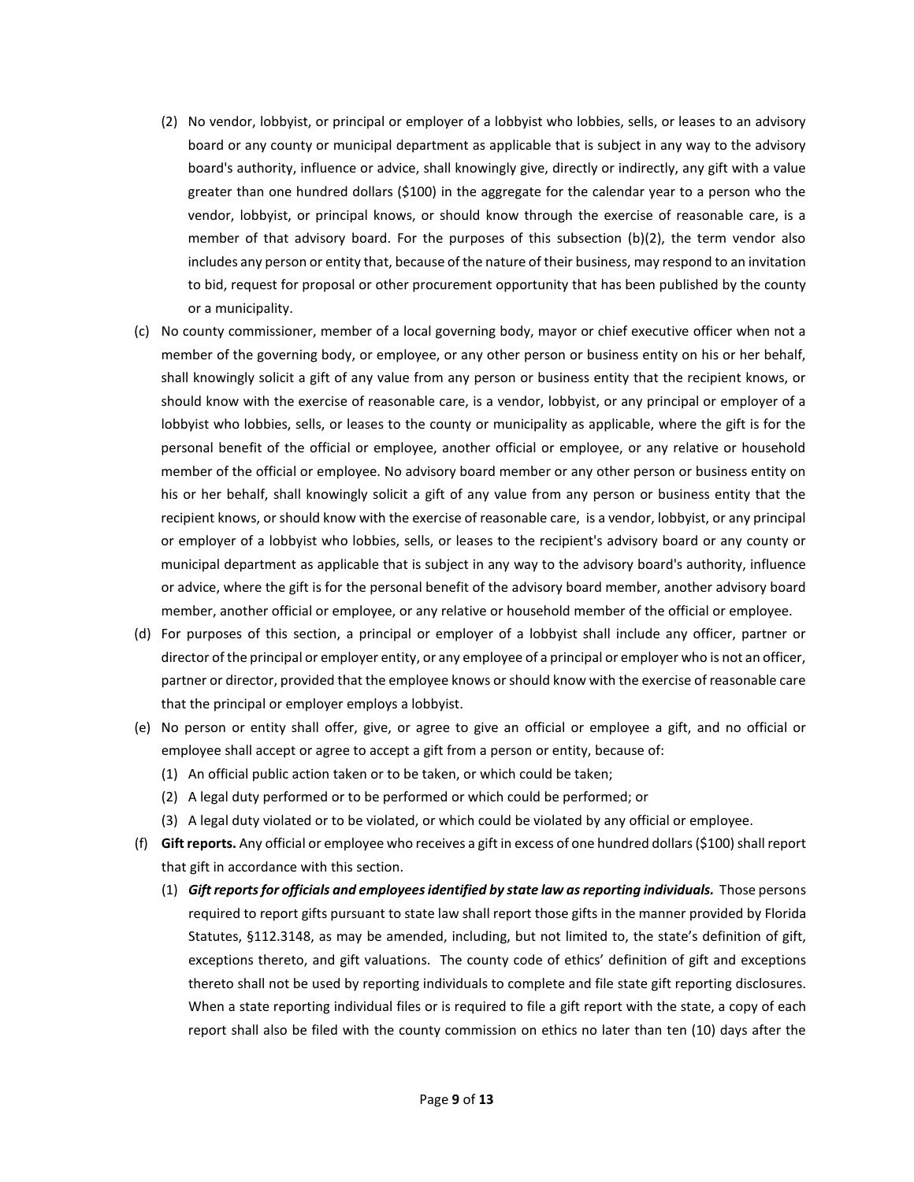(2) No vendor, lobbyist, or principal or employer of a lobbyist who lobbies, sells, or leases to an advisory board or any county or municipal department as applicable that is subject in any way to the advisory board's authority, influence or advice, shall knowingly give, directly or indirectly, any gift with a value greater than one hundred dollars ($100) in the aggregate for the calendar year to a person who the vendor, lobbyist, or principal knows, or should know through the exercise of reasonable care, is a member of that advisory board. For the purposes of this subsection (b)(2), the term vendor also includes any person or entity that, because of the nature of their business, may respond to an invitation to bid, request for proposal or other procurement opportunity that has been published by the county or a municipality.

(c) No county commissioner, member of a local governing body, mayor or chief executive officer when not a member of the governing body, or employee, or any other person or business entity on his or her behalf, shall knowingly solicit a gift of any value from any person or business entity that the recipient knows, or should know with the exercise of reasonable care, is a vendor, lobbyist, or any principal or employer of a lobbyist who lobbies, sells, or leases to the county or municipality as applicable, where the gift is for the personal benefit of the official or employee, another official or employee, or any relative or household member of the official or employee. No advisory board member or any other person or business entity on his or her behalf, shall knowingly solicit a gift of any value from any person or business entity that the recipient knows, or should know with the exercise of reasonable care, is a vendor, lobbyist, or any principal or employer of a lobbyist who lobbies, sells, or leases to the recipient's advisory board or any county or municipal department as applicable that is subject in any way to the advisory board's authority, influence or advice, where the gift is for the personal benefit of the advisory board member, another advisory board member, another official or employee, or any relative or household member of the official or employee.

(d) For purposes of this section, a principal or employer of a lobbyist shall include any officer, partner or director of the principal or employer entity, or any employee of a principal or employer who is not an officer, partner or director, provided that the employee knows or should know with the exercise of reasonable care that the principal or employer employs a lobbyist.

(e) No person or entity shall offer, give, or agree to give an official or employee a gift, and no official or employee shall accept or agree to accept a gift from a person or entity, because of:

(1) An official public action taken or to be taken, or which could be taken;

(2) A legal duty performed or to be performed or which could be performed; or

(3) A legal duty violated or to be violated, or which could be violated by any official or employee.

(f) **Gift reports.** Any official or employee who receives a gift in excess of one hundred dollars ($100) shall report that gift in accordance with this section.

(1) ***Gift reports for officials and employees identified by state law as reporting individuals.*** Those persons required to report gifts pursuant to state law shall report those gifts in the manner provided by Florida Statutes, §112.3148, as may be amended, including, but not limited to, the state's definition of gift, exceptions thereto, and gift valuations. The county code of ethics' definition of gift and exceptions thereto shall not be used by reporting individuals to complete and file state gift reporting disclosures. When a state reporting individual files or is required to file a gift report with the state, a copy of each report shall also be filed with the county commission on ethics no later than ten (10) days after the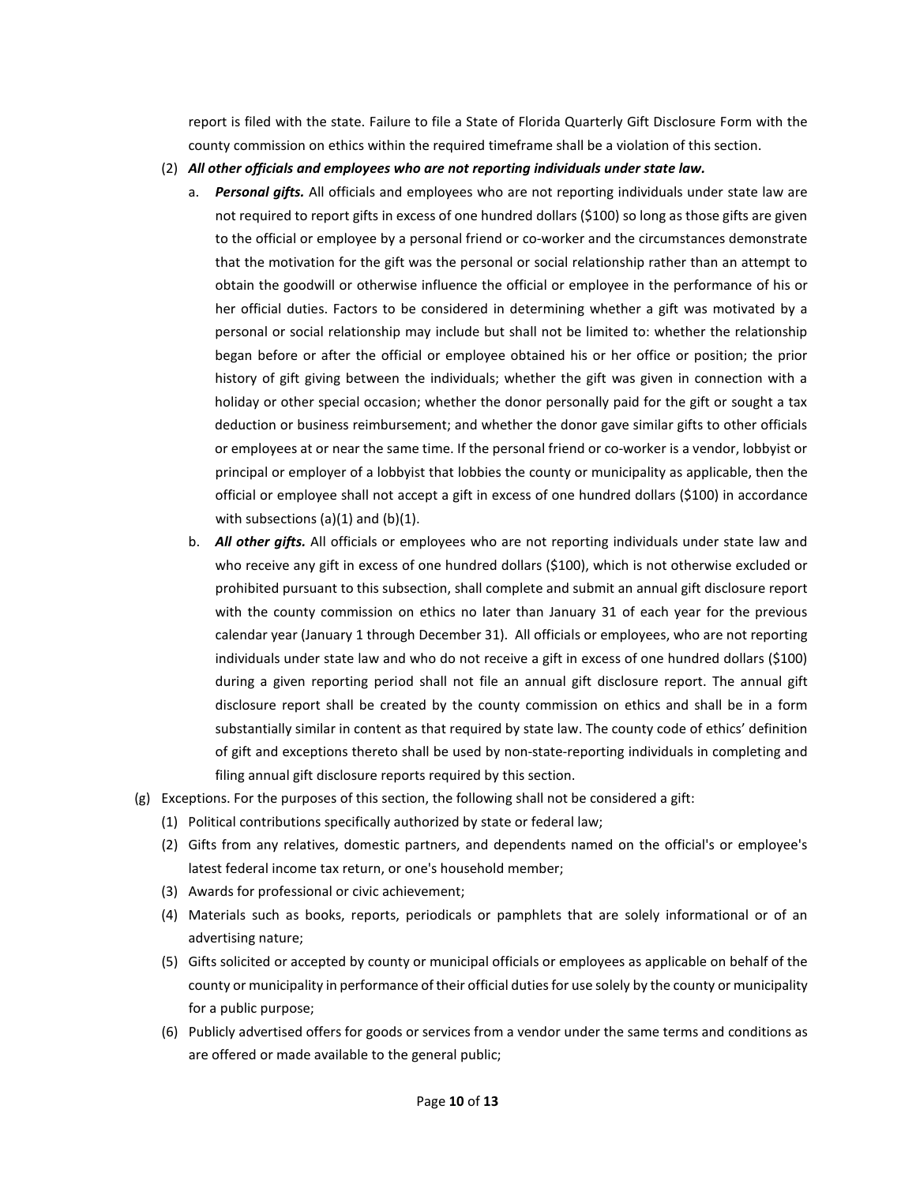report is filed with the state. Failure to file a State of Florida Quarterly Gift Disclosure Form with the county commission on ethics within the required timeframe shall be a violation of this section.

(2) ***All other officials and employees who are not reporting individuals under state law.***

a. ***Personal gifts.*** All officials and employees who are not reporting individuals under state law are not required to report gifts in excess of one hundred dollars ($100) so long as those gifts are given to the official or employee by a personal friend or co-worker and the circumstances demonstrate that the motivation for the gift was the personal or social relationship rather than an attempt to obtain the goodwill or otherwise influence the official or employee in the performance of his or her official duties. Factors to be considered in determining whether a gift was motivated by a personal or social relationship may include but shall not be limited to: whether the relationship began before or after the official or employee obtained his or her office or position; the prior history of gift giving between the individuals; whether the gift was given in connection with a holiday or other special occasion; whether the donor personally paid for the gift or sought a tax deduction or business reimbursement; and whether the donor gave similar gifts to other officials or employees at or near the same time. If the personal friend or co-worker is a vendor, lobbyist or principal or employer of a lobbyist that lobbies the county or municipality as applicable, then the official or employee shall not accept a gift in excess of one hundred dollars ($100) in accordance with subsections (a)(1) and (b)(1).

b. ***All other gifts.*** All officials or employees who are not reporting individuals under state law and who receive any gift in excess of one hundred dollars ($100), which is not otherwise excluded or prohibited pursuant to this subsection, shall complete and submit an annual gift disclosure report with the county commission on ethics no later than January 31 of each year for the previous calendar year (January 1 through December 31). All officials or employees, who are not reporting individuals under state law and who do not receive a gift in excess of one hundred dollars ($100) during a given reporting period shall not file an annual gift disclosure report. The annual gift disclosure report shall be created by the county commission on ethics and shall be in a form substantially similar in content as that required by state law. The county code of ethics' definition of gift and exceptions thereto shall be used by non-state-reporting individuals in completing and filing annual gift disclosure reports required by this section.

(g) Exceptions. For the purposes of this section, the following shall not be considered a gift:

(1) Political contributions specifically authorized by state or federal law;

(2) Gifts from any relatives, domestic partners, and dependents named on the official's or employee's latest federal income tax return, or one's household member;

(3) Awards for professional or civic achievement;

(4) Materials such as books, reports, periodicals or pamphlets that are solely informational or of an advertising nature;

(5) Gifts solicited or accepted by county or municipal officials or employees as applicable on behalf of the county or municipality in performance of their official duties for use solely by the county or municipality for a public purpose;

(6) Publicly advertised offers for goods or services from a vendor under the same terms and conditions as are offered or made available to the general public;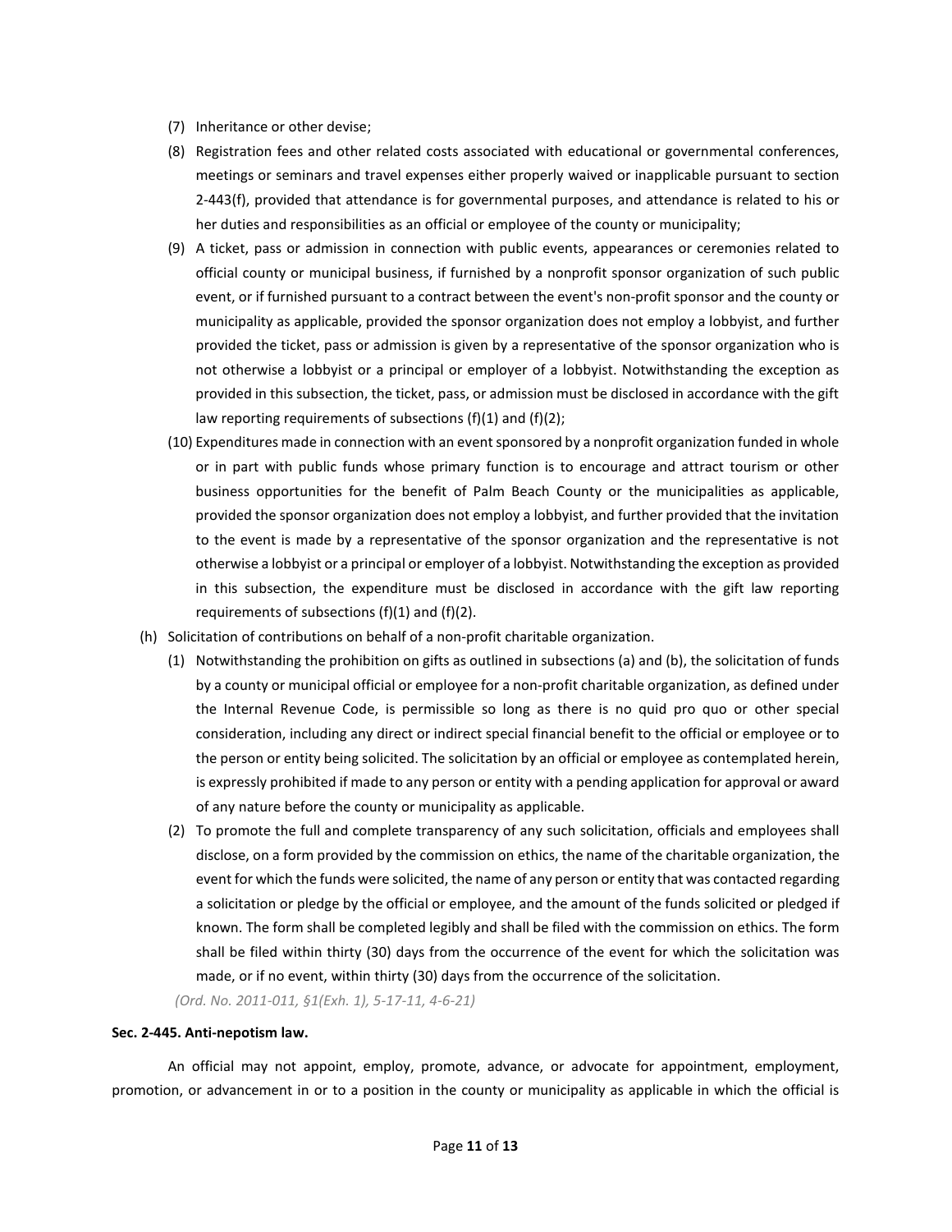(7) Inheritance or other devise;

(8) Registration fees and other related costs associated with educational or governmental conferences, meetings or seminars and travel expenses either properly waived or inapplicable pursuant to section 2-443(f), provided that attendance is for governmental purposes, and attendance is related to his or her duties and responsibilities as an official or employee of the county or municipality;

(9) A ticket, pass or admission in connection with public events, appearances or ceremonies related to official county or municipal business, if furnished by a nonprofit sponsor organization of such public event, or if furnished pursuant to a contract between the event's non-profit sponsor and the county or municipality as applicable, provided the sponsor organization does not employ a lobbyist, and further provided the ticket, pass or admission is given by a representative of the sponsor organization who is not otherwise a lobbyist or a principal or employer of a lobbyist. Notwithstanding the exception as provided in this subsection, the ticket, pass, or admission must be disclosed in accordance with the gift law reporting requirements of subsections (f)(1) and (f)(2);

(10) Expenditures made in connection with an event sponsored by a nonprofit organization funded in whole or in part with public funds whose primary function is to encourage and attract tourism or other business opportunities for the benefit of Palm Beach County or the municipalities as applicable, provided the sponsor organization does not employ a lobbyist, and further provided that the invitation to the event is made by a representative of the sponsor organization and the representative is not otherwise a lobbyist or a principal or employer of a lobbyist. Notwithstanding the exception as provided in this subsection, the expenditure must be disclosed in accordance with the gift law reporting requirements of subsections (f)(1) and (f)(2).

(h) Solicitation of contributions on behalf of a non-profit charitable organization.

(1) Notwithstanding the prohibition on gifts as outlined in subsections (a) and (b), the solicitation of funds by a county or municipal official or employee for a non-profit charitable organization, as defined under the Internal Revenue Code, is permissible so long as there is no quid pro quo or other special consideration, including any direct or indirect special financial benefit to the official or employee or to the person or entity being solicited. The solicitation by an official or employee as contemplated herein, is expressly prohibited if made to any person or entity with a pending application for approval or award of any nature before the county or municipality as applicable.

(2) To promote the full and complete transparency of any such solicitation, officials and employees shall disclose, on a form provided by the commission on ethics, the name of the charitable organization, the event for which the funds were solicited, the name of any person or entity that was contacted regarding a solicitation or pledge by the official or employee, and the amount of the funds solicited or pledged if known. The form shall be completed legibly and shall be filed with the commission on ethics. The form shall be filed within thirty (30) days from the occurrence of the event for which the solicitation was made, or if no event, within thirty (30) days from the occurrence of the solicitation.

*(Ord. No. 2011-011, §1(Exh. 1), 5-17-11, 4-6-21)*

**Sec. 2-445. Anti-nepotism law.**

An official may not appoint, employ, promote, advance, or advocate for appointment, employment, promotion, or advancement in or to a position in the county or municipality as applicable in which the official is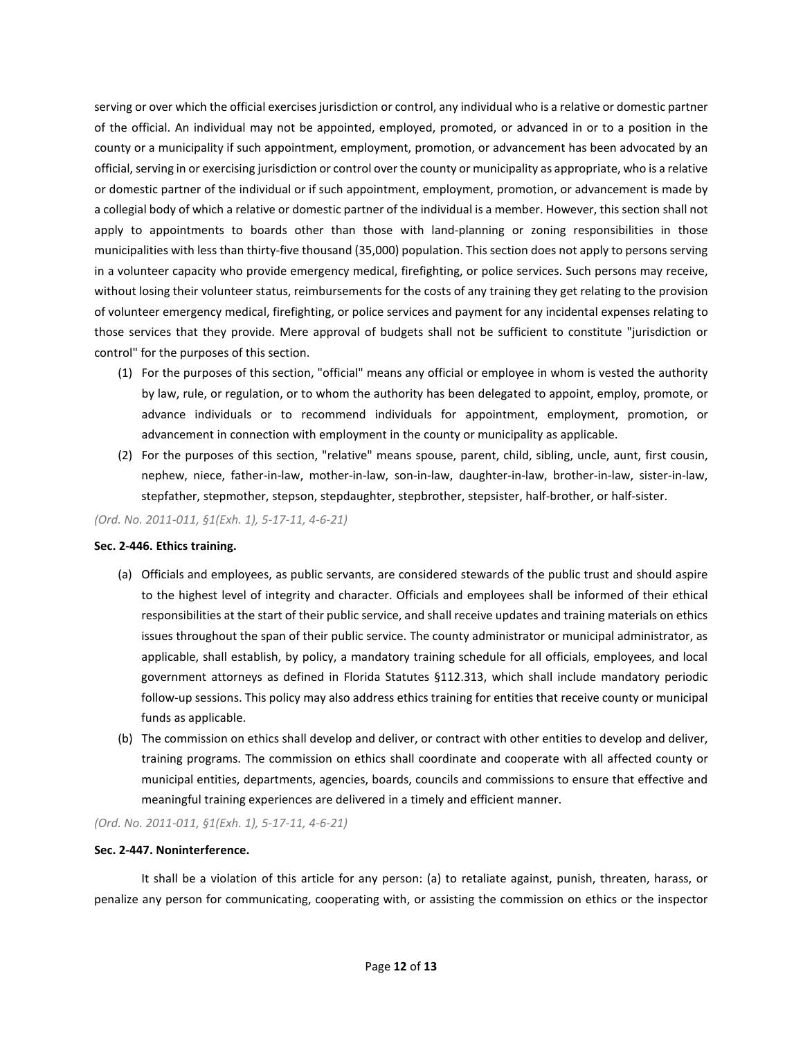serving or over which the official exercises jurisdiction or control, any individual who is a relative or domestic partner of the official. An individual may not be appointed, employed, promoted, or advanced in or to a position in the county or a municipality if such appointment, employment, promotion, or advancement has been advocated by an official, serving in or exercising jurisdiction or control over the county or municipality as appropriate, who is a relative or domestic partner of the individual or if such appointment, employment, promotion, or advancement is made by a collegial body of which a relative or domestic partner of the individual is a member. However, this section shall not apply to appointments to boards other than those with land-planning or zoning responsibilities in those municipalities with less than thirty-five thousand (35,000) population. This section does not apply to persons serving in a volunteer capacity who provide emergency medical, firefighting, or police services. Such persons may receive, without losing their volunteer status, reimbursements for the costs of any training they get relating to the provision of volunteer emergency medical, firefighting, or police services and payment for any incidental expenses relating to those services that they provide. Mere approval of budgets shall not be sufficient to constitute "jurisdiction or control" for the purposes of this section.

(1) For the purposes of this section, "official" means any official or employee in whom is vested the authority by law, rule, or regulation, or to whom the authority has been delegated to appoint, employ, promote, or advance individuals or to recommend individuals for appointment, employment, promotion, or advancement in connection with employment in the county or municipality as applicable.

(2) For the purposes of this section, "relative" means spouse, parent, child, sibling, uncle, aunt, first cousin, nephew, niece, father-in-law, mother-in-law, son-in-law, daughter-in-law, brother-in-law, sister-in-law, stepfather, stepmother, stepson, stepdaughter, stepbrother, stepsister, half-brother, or half-sister.

*(Ord. No. 2011-011, §1(Exh. 1), 5-17-11, 4-6-21)*

**Sec. 2-446. Ethics training.**

(a) Officials and employees, as public servants, are considered stewards of the public trust and should aspire to the highest level of integrity and character. Officials and employees shall be informed of their ethical responsibilities at the start of their public service, and shall receive updates and training materials on ethics issues throughout the span of their public service. The county administrator or municipal administrator, as applicable, shall establish, by policy, a mandatory training schedule for all officials, employees, and local government attorneys as defined in Florida Statutes §112.313, which shall include mandatory periodic follow-up sessions. This policy may also address ethics training for entities that receive county or municipal funds as applicable.

(b) The commission on ethics shall develop and deliver, or contract with other entities to develop and deliver, training programs. The commission on ethics shall coordinate and cooperate with all affected county or municipal entities, departments, agencies, boards, councils and commissions to ensure that effective and meaningful training experiences are delivered in a timely and efficient manner.

*(Ord. No. 2011-011, §1(Exh. 1), 5-17-11, 4-6-21)*

**Sec. 2-447. Noninterference.**

It shall be a violation of this article for any person: (a) to retaliate against, punish, threaten, harass, or penalize any person for communicating, cooperating with, or assisting the commission on ethics or the inspector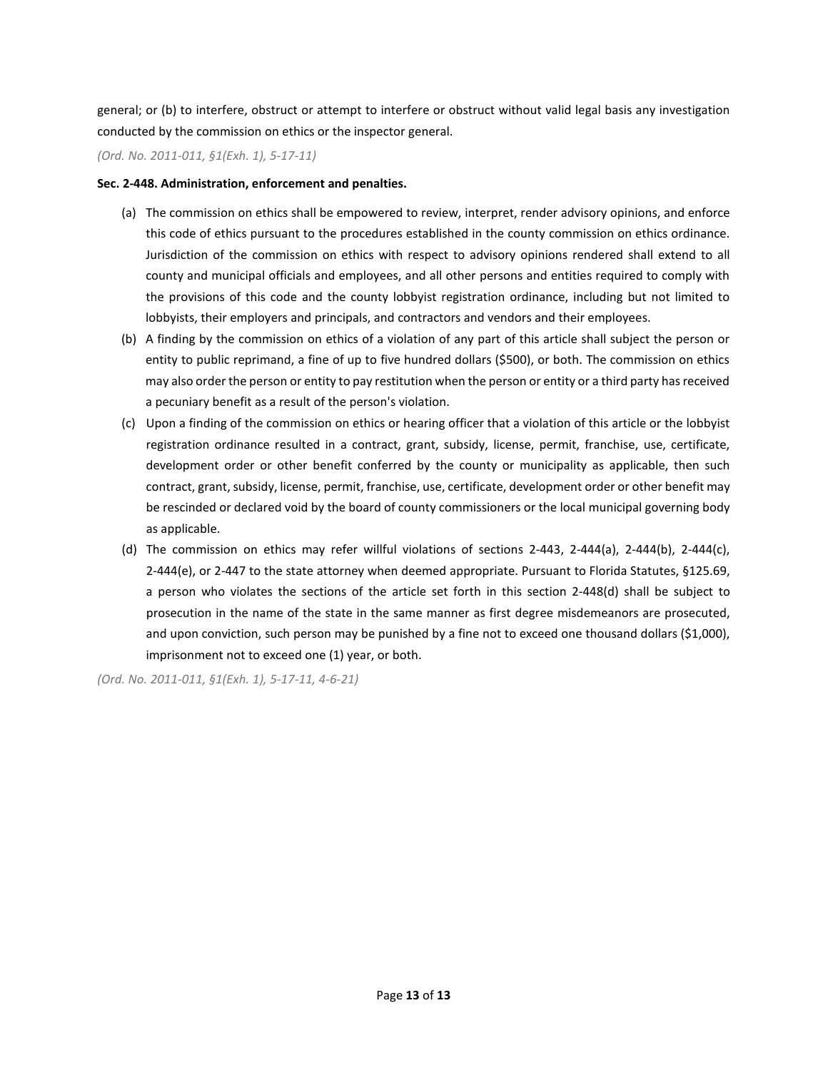general; or (b) to interfere, obstruct or attempt to interfere or obstruct without valid legal basis any investigation conducted by the commission on ethics or the inspector general.

*(Ord. No. 2011-011, §1(Exh. 1), 5-17-11)*

**Sec. 2-448. Administration, enforcement and penalties.**

(a) The commission on ethics shall be empowered to review, interpret, render advisory opinions, and enforce this code of ethics pursuant to the procedures established in the county commission on ethics ordinance. Jurisdiction of the commission on ethics with respect to advisory opinions rendered shall extend to all county and municipal officials and employees, and all other persons and entities required to comply with the provisions of this code and the county lobbyist registration ordinance, including but not limited to lobbyists, their employers and principals, and contractors and vendors and their employees.

(b) A finding by the commission on ethics of a violation of any part of this article shall subject the person or entity to public reprimand, a fine of up to five hundred dollars ($500), or both. The commission on ethics may also order the person or entity to pay restitution when the person or entity or a third party has received a pecuniary benefit as a result of the person's violation.

(c) Upon a finding of the commission on ethics or hearing officer that a violation of this article or the lobbyist registration ordinance resulted in a contract, grant, subsidy, license, permit, franchise, use, certificate, development order or other benefit conferred by the county or municipality as applicable, then such contract, grant, subsidy, license, permit, franchise, use, certificate, development order or other benefit may be rescinded or declared void by the board of county commissioners or the local municipal governing body as applicable.

(d) The commission on ethics may refer willful violations of sections 2-443, 2-444(a), 2-444(b), 2-444(c), 2-444(e), or 2-447 to the state attorney when deemed appropriate. Pursuant to Florida Statutes, §125.69, a person who violates the sections of the article set forth in this section 2-448(d) shall be subject to prosecution in the name of the state in the same manner as first degree misdemeanors are prosecuted, and upon conviction, such person may be punished by a fine not to exceed one thousand dollars ($1,000), imprisonment not to exceed one (1) year, or both.

*(Ord. No. 2011-011, §1(Exh. 1), 5-17-11, 4-6-21)*